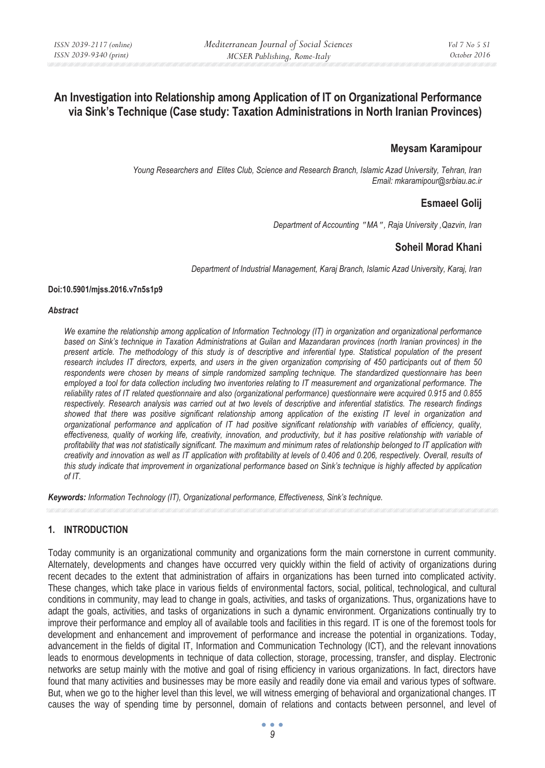# An Investigation into Relationship among Application of IT on Organizational Performance via Sink's Technique (Case study: Taxation Administrations in North Iranian Provinces)

## Meysam Karamipour

*Young Researchers and Elites Club, Science and Research Branch, Islamic Azad University, Tehran, Iran*
*Email: mkaramipour@srbiau.ac.ir*

## Esmaeel Golij

*Department of Accounting "MA", Raja University ,Qazvin, Iran*

## Soheil Morad Khani

*Department of Industrial Management, Karaj Branch, Islamic Azad University, Karaj, Iran*

**Doi:10.5901/mjss.2016.v7n5s1p9**

***Abstract***

*We examine the relationship among application of Information Technology (IT) in organization and organizational performance based on Sink's technique in Taxation Administrations at Guilan and Mazandaran provinces (north Iranian provinces) in the present article. The methodology of this study is of descriptive and inferential type. Statistical population of the present research includes IT directors, experts, and users in the given organization comprising of 450 participants out of them 50 respondents were chosen by means of simple randomized sampling technique. The standardized questionnaire has been employed a tool for data collection including two inventories relating to IT measurement and organizational performance. The reliability rates of IT related questionnaire and also (organizational performance) questionnaire were acquired 0.915 and 0.855 respectively. Research analysis was carried out at two levels of descriptive and inferential statistics. The research findings showed that there was positive significant relationship among application of the existing IT level in organization and organizational performance and application of IT had positive significant relationship with variables of efficiency, quality, effectiveness, quality of working life, creativity, innovation, and productivity, but it has positive relationship with variable of profitability that was not statistically significant. The maximum and minimum rates of relationship belonged to IT application with creativity and innovation as well as IT application with profitability at levels of 0.406 and 0.206, respectively. Overall, results of this study indicate that improvement in organizational performance based on Sink's technique is highly affected by application of IT.*

***Keywords:*** *Information Technology (IT), Organizational performance, Effectiveness, Sink's technique.*

## 1. INTRODUCTION

Today community is an organizational community and organizations form the main cornerstone in current community. Alternately, developments and changes have occurred very quickly within the field of activity of organizations during recent decades to the extent that administration of affairs in organizations has been turned into complicated activity. These changes, which take place in various fields of environmental factors, social, political, technological, and cultural conditions in community, may lead to change in goals, activities, and tasks of organizations. Thus, organizations have to adapt the goals, activities, and tasks of organizations in such a dynamic environment. Organizations continually try to improve their performance and employ all of available tools and facilities in this regard. IT is one of the foremost tools for development and enhancement and improvement of performance and increase the potential in organizations. Today, advancement in the fields of digital IT, Information and Communication Technology (ICT), and the relevant innovations leads to enormous developments in technique of data collection, storage, processing, transfer, and display. Electronic networks are setup mainly with the motive and goal of rising efficiency in various organizations. In fact, directors have found that many activities and businesses may be more easily and readily done via email and various types of software. But, when we go to the higher level than this level, we will witness emerging of behavioral and organizational changes. IT causes the way of spending time by personnel, domain of relations and contacts between personnel, and level of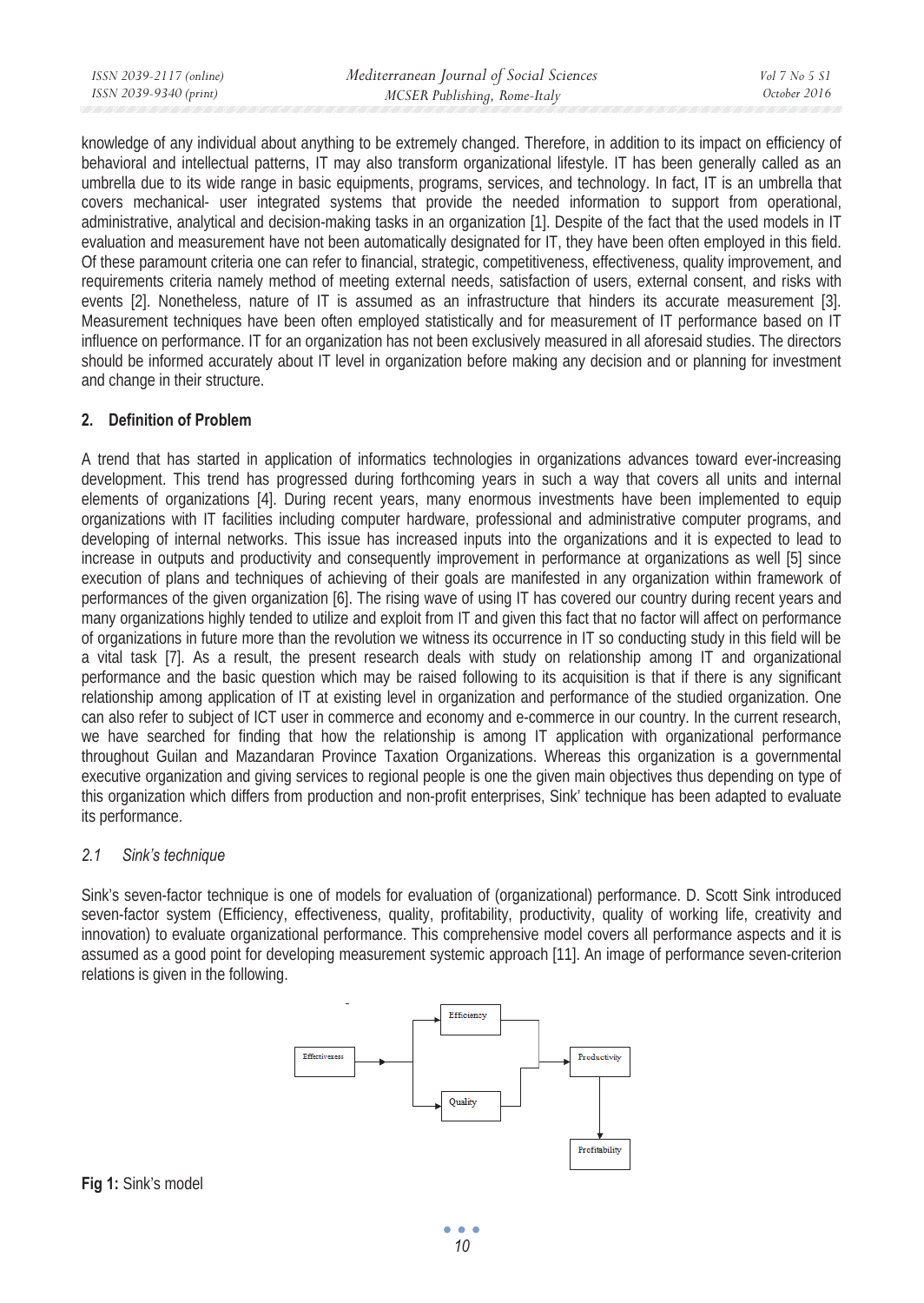knowledge of any individual about anything to be extremely changed. Therefore, in addition to its impact on efficiency of behavioral and intellectual patterns, IT may also transform organizational lifestyle. IT has been generally called as an umbrella due to its wide range in basic equipments, programs, services, and technology. In fact, IT is an umbrella that covers mechanical- user integrated systems that provide the needed information to support from operational, administrative, analytical and decision-making tasks in an organization [1]. Despite of the fact that the used models in IT evaluation and measurement have not been automatically designated for IT, they have been often employed in this field. Of these paramount criteria one can refer to financial, strategic, competitiveness, effectiveness, quality improvement, and requirements criteria namely method of meeting external needs, satisfaction of users, external consent, and risks with events [2]. Nonetheless, nature of IT is assumed as an infrastructure that hinders its accurate measurement [3]. Measurement techniques have been often employed statistically and for measurement of IT performance based on IT influence on performance. IT for an organization has not been exclusively measured in all aforesaid studies. The directors should be informed accurately about IT level in organization before making any decision and or planning for investment and change in their structure.

## 2. Definition of Problem

A trend that has started in application of informatics technologies in organizations advances toward ever-increasing development. This trend has progressed during forthcoming years in such a way that covers all units and internal elements of organizations [4]. During recent years, many enormous investments have been implemented to equip organizations with IT facilities including computer hardware, professional and administrative computer programs, and developing of internal networks. This issue has increased inputs into the organizations and it is expected to lead to increase in outputs and productivity and consequently improvement in performance at organizations as well [5] since execution of plans and techniques of achieving of their goals are manifested in any organization within framework of performances of the given organization [6]. The rising wave of using IT has covered our country during recent years and many organizations highly tended to utilize and exploit from IT and given this fact that no factor will affect on performance of organizations in future more than the revolution we witness its occurrence in IT so conducting study in this field will be a vital task [7]. As a result, the present research deals with study on relationship among IT and organizational performance and the basic question which may be raised following to its acquisition is that if there is any significant relationship among application of IT at existing level in organization and performance of the studied organization. One can also refer to subject of ICT user in commerce and economy and e-commerce in our country. In the current research, we have searched for finding that how the relationship is among IT application with organizational performance throughout Guilan and Mazandaran Province Taxation Organizations. Whereas this organization is a governmental executive organization and giving services to regional people is one the given main objectives thus depending on type of this organization which differs from production and non-profit enterprises, Sink' technique has been adapted to evaluate its performance.

### *2.1 Sink's technique*

Sink's seven-factor technique is one of models for evaluation of (organizational) performance. D. Scott Sink introduced seven-factor system (Efficiency, effectiveness, quality, profitability, productivity, quality of working life, creativity and innovation) to evaluate organizational performance. This comprehensive model covers all performance aspects and it is assumed as a good point for developing measurement systemic approach [11]. An image of performance seven-criterion relations is given in the following.

Effectiveness → Efficiency, Quality → Productivity → Profitability

**Fig 1:** Sink's model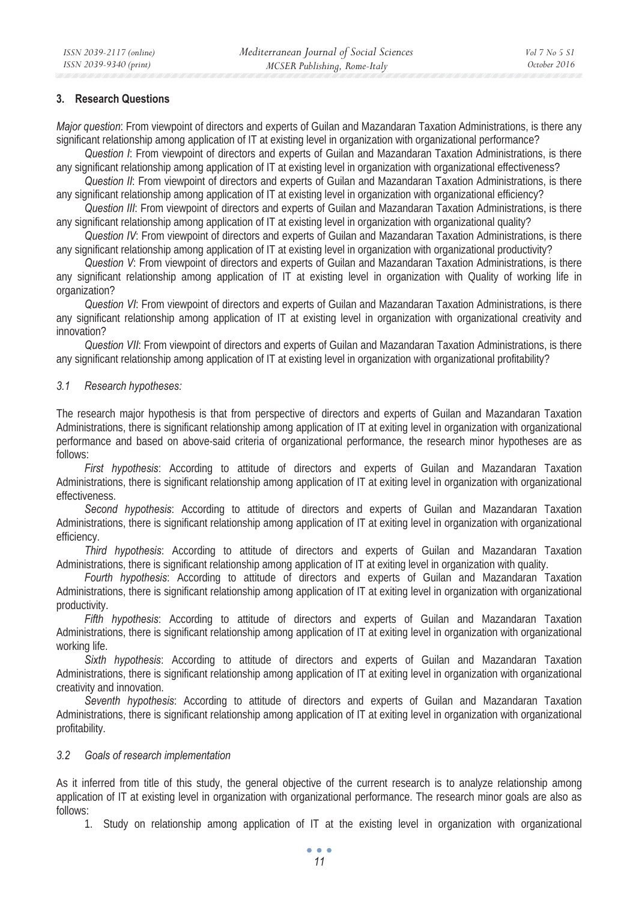## 3. Research Questions

*Major question*: From viewpoint of directors and experts of Guilan and Mazandaran Taxation Administrations, is there any significant relationship among application of IT at existing level in organization with organizational performance?

*Question I*: From viewpoint of directors and experts of Guilan and Mazandaran Taxation Administrations, is there any significant relationship among application of IT at existing level in organization with organizational effectiveness?

*Question II*: From viewpoint of directors and experts of Guilan and Mazandaran Taxation Administrations, is there any significant relationship among application of IT at existing level in organization with organizational efficiency?

*Question III*: From viewpoint of directors and experts of Guilan and Mazandaran Taxation Administrations, is there any significant relationship among application of IT at existing level in organization with organizational quality?

*Question IV*: From viewpoint of directors and experts of Guilan and Mazandaran Taxation Administrations, is there any significant relationship among application of IT at existing level in organization with organizational productivity?

*Question V*: From viewpoint of directors and experts of Guilan and Mazandaran Taxation Administrations, is there any significant relationship among application of IT at existing level in organization with Quality of working life in organization?

*Question VI*: From viewpoint of directors and experts of Guilan and Mazandaran Taxation Administrations, is there any significant relationship among application of IT at existing level in organization with organizational creativity and innovation?

*Question VII*: From viewpoint of directors and experts of Guilan and Mazandaran Taxation Administrations, is there any significant relationship among application of IT at existing level in organization with organizational profitability?

### *3.1 Research hypotheses:*

The research major hypothesis is that from perspective of directors and experts of Guilan and Mazandaran Taxation Administrations, there is significant relationship among application of IT at exiting level in organization with organizational performance and based on above-said criteria of organizational performance, the research minor hypotheses are as follows:

*First hypothesis*: According to attitude of directors and experts of Guilan and Mazandaran Taxation Administrations, there is significant relationship among application of IT at exiting level in organization with organizational effectiveness.

*Second hypothesis*: According to attitude of directors and experts of Guilan and Mazandaran Taxation Administrations, there is significant relationship among application of IT at exiting level in organization with organizational efficiency.

*Third hypothesis*: According to attitude of directors and experts of Guilan and Mazandaran Taxation Administrations, there is significant relationship among application of IT at exiting level in organization with quality.

*Fourth hypothesis*: According to attitude of directors and experts of Guilan and Mazandaran Taxation Administrations, there is significant relationship among application of IT at exiting level in organization with organizational productivity.

*Fifth hypothesis*: According to attitude of directors and experts of Guilan and Mazandaran Taxation Administrations, there is significant relationship among application of IT at exiting level in organization with organizational working life.

*Sixth hypothesis*: According to attitude of directors and experts of Guilan and Mazandaran Taxation Administrations, there is significant relationship among application of IT at exiting level in organization with organizational creativity and innovation.

*Seventh hypothesis*: According to attitude of directors and experts of Guilan and Mazandaran Taxation Administrations, there is significant relationship among application of IT at exiting level in organization with organizational profitability.

### *3.2 Goals of research implementation*

As it inferred from title of this study, the general objective of the current research is to analyze relationship among application of IT at existing level in organization with organizational performance. The research minor goals are also as follows:

1. Study on relationship among application of IT at the existing level in organization with organizational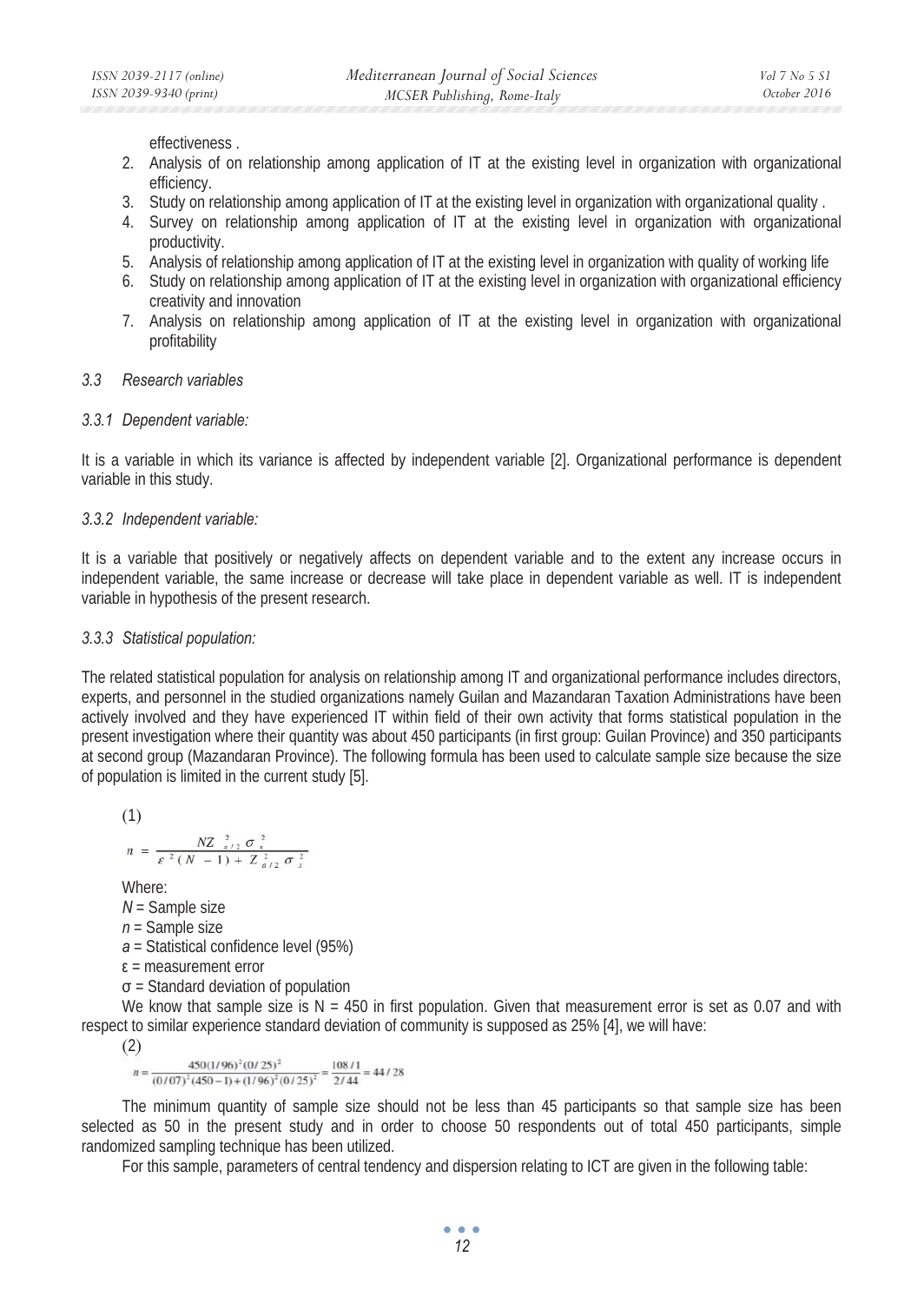effectiveness .

2. Analysis of on relationship among application of IT at the existing level in organization with organizational efficiency.
3. Study on relationship among application of IT at the existing level in organization with organizational quality .
4. Survey on relationship among application of IT at the existing level in organization with organizational productivity.
5. Analysis of relationship among application of IT at the existing level in organization with quality of working life
6. Study on relationship among application of IT at the existing level in organization with organizational efficiency creativity and innovation
7. Analysis on relationship among application of IT at the existing level in organization with organizational profitability

### *3.3 Research variables*

#### *3.3.1 Dependent variable:*

It is a variable in which its variance is affected by independent variable [2]. Organizational performance is dependent variable in this study.

#### *3.3.2 Independent variable:*

It is a variable that positively or negatively affects on dependent variable and to the extent any increase occurs in independent variable, the same increase or decrease will take place in dependent variable as well. IT is independent variable in hypothesis of the present research.

#### *3.3.3 Statistical population:*

The related statistical population for analysis on relationship among IT and organizational performance includes directors, experts, and personnel in the studied organizations namely Guilan and Mazandaran Taxation Administrations have been actively involved and they have experienced IT within field of their own activity that forms statistical population in the present investigation where their quantity was about 450 participants (in first group: Guilan Province) and 350 participants at second group (Mazandaran Province). The following formula has been used to calculate sample size because the size of population is limited in the current study [5].

(1)

$$n = \frac{NZ^{2}_{a/2}\,\sigma^{2}_{x}}{\varepsilon^{2}(N-1) + Z^{2}_{a/2}\,\sigma^{2}_{x}}$$

Where:
$N$ = Sample size
$n$ = Sample size
$a$ = Statistical confidence level (95%)
ε = measurement error
σ = Standard deviation of population

We know that sample size is N = 450 in first population. Given that measurement error is set as 0.07 and with respect to similar experience standard deviation of community is supposed as 25% [4], we will have:

(2)

$$n = \frac{450(1/96)^2(0/25)^2}{(0/07)^2(450-1)+(1/96)^2(0/25)^2} = \frac{108/1}{2/44} = 44/28$$

The minimum quantity of sample size should not be less than 45 participants so that sample size has been selected as 50 in the present study and in order to choose 50 respondents out of total 450 participants, simple randomized sampling technique has been utilized.

For this sample, parameters of central tendency and dispersion relating to ICT are given in the following table: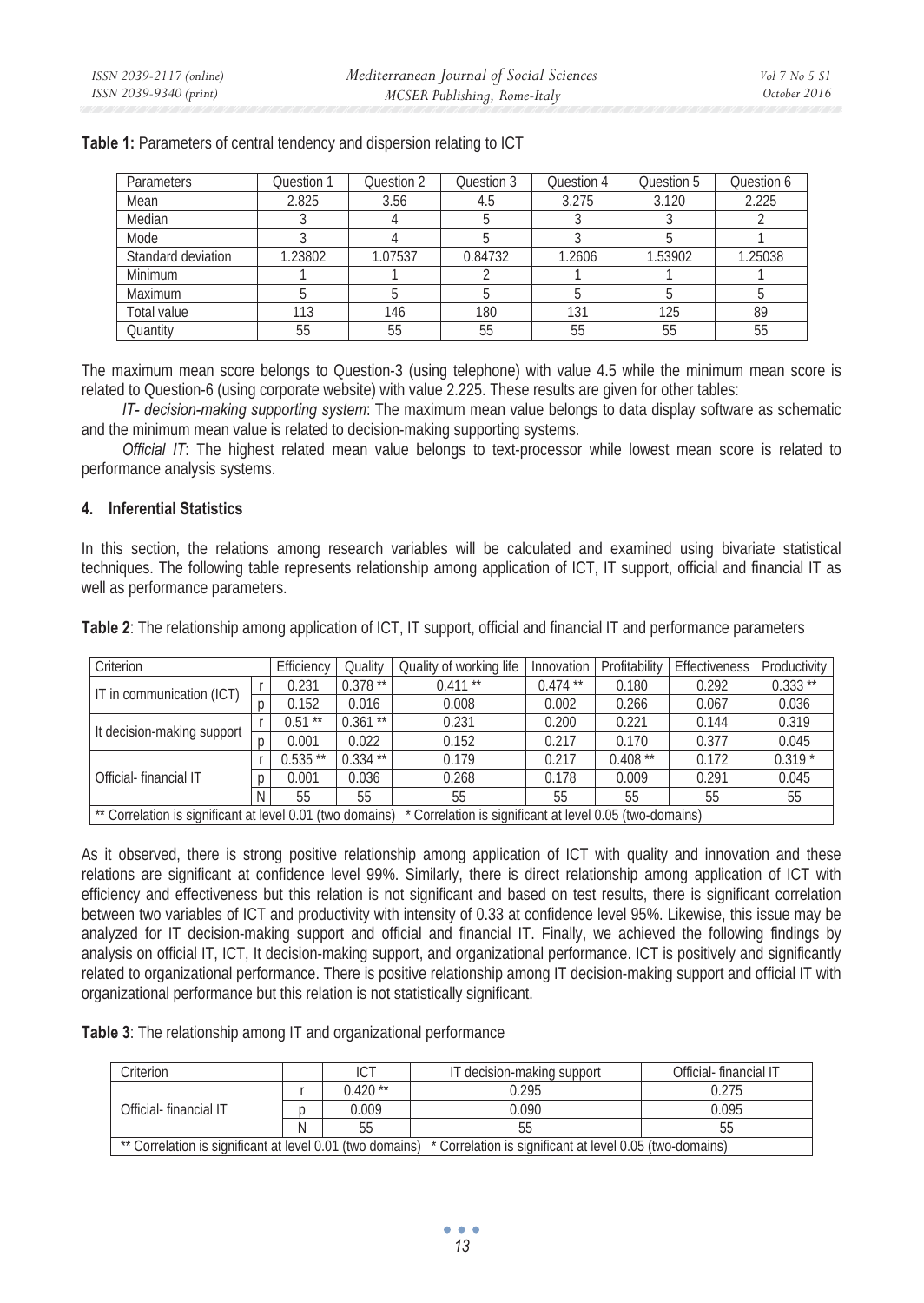**Table 1:** Parameters of central tendency and dispersion relating to ICT

| Parameters | Question 1 | Question 2 | Question 3 | Question 4 | Question 5 | Question 6 |
|---|---|---|---|---|---|---|
| Mean | 2.825 | 3.56 | 4.5 | 3.275 | 3.120 | 2.225 |
| Median | 3 | 4 | 5 | 3 | 3 | 2 |
| Mode | 3 | 4 | 5 | 3 | 5 | 1 |
| Standard deviation | 1.23802 | 1.07537 | 0.84732 | 1.2606 | 1.53902 | 1.25038 |
| Minimum | 1 | 1 | 2 | 1 | 1 | 1 |
| Maximum | 5 | 5 | 5 | 5 | 5 | 5 |
| Total value | 113 | 146 | 180 | 131 | 125 | 89 |
| Quantity | 55 | 55 | 55 | 55 | 55 | 55 |

The maximum mean score belongs to Question-3 (using telephone) with value 4.5 while the minimum mean score is related to Question-6 (using corporate website) with value 2.225. These results are given for other tables:

*IT- decision-making supporting system*: The maximum mean value belongs to data display software as schematic and the minimum mean value is related to decision-making supporting systems.

*Official IT*: The highest related mean value belongs to text-processor while lowest mean score is related to performance analysis systems.

## 4. Inferential Statistics

In this section, the relations among research variables will be calculated and examined using bivariate statistical techniques. The following table represents relationship among application of ICT, IT support, official and financial IT as well as performance parameters.

**Table 2**: The relationship among application of ICT, IT support, official and financial IT and performance parameters

| Criterion | | Efficiency | Quality | Quality of working life | Innovation | Profitability | Effectiveness | Productivity |
|---|---|---|---|---|---|---|---|---|
| IT in communication (ICT) | r | 0.231 | 0.378 ** | 0.411 ** | 0.474 ** | 0.180 | 0.292 | 0.333 ** |
| | p | 0.152 | 0.016 | 0.008 | 0.002 | 0.266 | 0.067 | 0.036 |
| It decision-making support | r | 0.51 ** | 0.361 ** | 0.231 | 0.200 | 0.221 | 0.144 | 0.319 |
| | p | 0.001 | 0.022 | 0.152 | 0.217 | 0.170 | 0.377 | 0.045 |
| Official- financial IT | r | 0.535 ** | 0.334 ** | 0.179 | 0.217 | 0.408 ** | 0.172 | 0.319 * |
| | p | 0.001 | 0.036 | 0.268 | 0.178 | 0.009 | 0.291 | 0.045 |
| | N | 55 | 55 | 55 | 55 | 55 | 55 | 55 |

** Correlation is significant at level 0.01 (two domains) * Correlation is significant at level 0.05 (two-domains)

As it observed, there is strong positive relationship among application of ICT with quality and innovation and these relations are significant at confidence level 99%. Similarly, there is direct relationship among application of ICT with efficiency and effectiveness but this relation is not significant and based on test results, there is significant correlation between two variables of ICT and productivity with intensity of 0.33 at confidence level 95%. Likewise, this issue may be analyzed for IT decision-making support and official and financial IT. Finally, we achieved the following findings by analysis on official IT, ICT, It decision-making support, and organizational performance. ICT is positively and significantly related to organizational performance. There is positive relationship among IT decision-making support and official IT with organizational performance but this relation is not statistically significant.

**Table 3**: The relationship among IT and organizational performance

| Criterion | | ICT | IT decision-making support | Official- financial IT |
|---|---|---|---|---|
| Official- financial IT | r | 0.420 ** | 0.295 | 0.275 |
| | p | 0.009 | 0.090 | 0.095 |
| | N | 55 | 55 | 55 |

** Correlation is significant at level 0.01 (two domains) * Correlation is significant at level 0.05 (two-domains)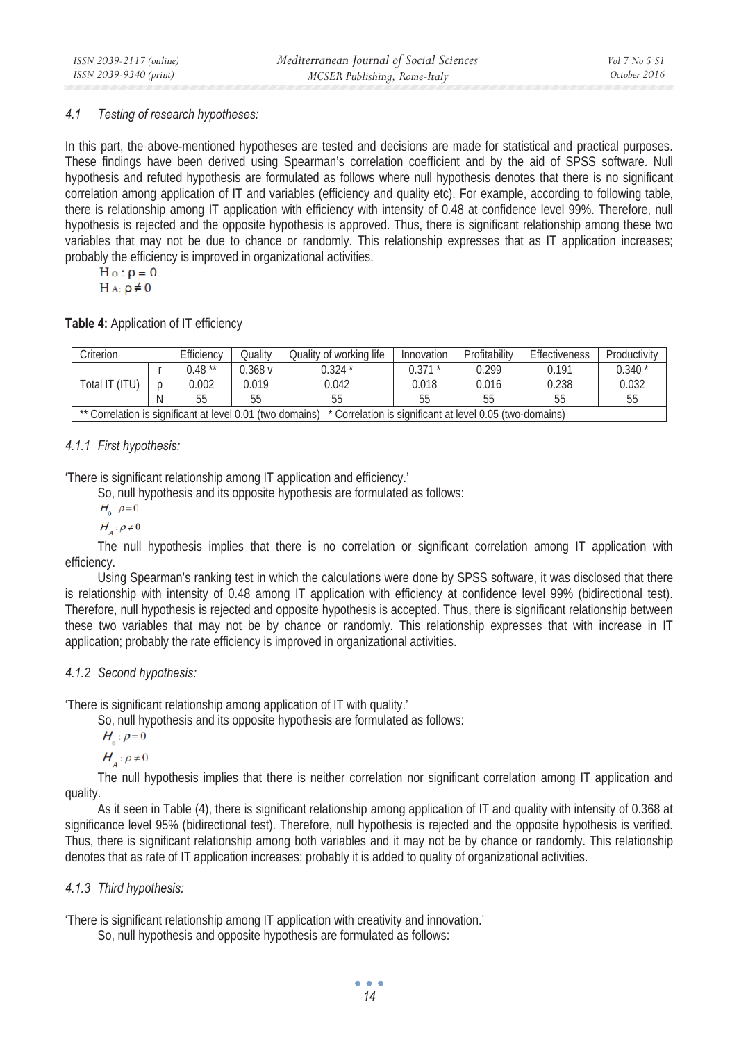### 4.1 Testing of research hypotheses:

In this part, the above-mentioned hypotheses are tested and decisions are made for statistical and practical purposes. These findings have been derived using Spearman's correlation coefficient and by the aid of SPSS software. Null hypothesis and refuted hypothesis are formulated as follows where null hypothesis denotes that there is no significant correlation among application of IT and variables (efficiency and quality etc). For example, according to following table, there is relationship among IT application with efficiency with intensity of 0.48 at confidence level 99%. Therefore, null hypothesis is rejected and the opposite hypothesis is approved. Thus, there is significant relationship among these two variables that may not be due to chance or randomly. This relationship expresses that as IT application increases; probably the efficiency is improved in organizational activities.

$H_0: \rho = 0$

$H_A: \rho \neq 0$

**Table 4:** Application of IT efficiency

| Criterion | | Efficiency | Quality | Quality of working life | Innovation | Profitability | Effectiveness | Productivity |
|---|---|---|---|---|---|---|---|---|
| Total IT (ITU) | r | 0.48 ** | 0.368 v | 0.324 * | 0.371 * | 0.299 | 0.191 | 0.340 * |
| | p | 0.002 | 0.019 | 0.042 | 0.018 | 0.016 | 0.238 | 0.032 |
| | N | 55 | 55 | 55 | 55 | 55 | 55 | 55 |
| ** Correlation is significant at level 0.01 (two domains) * Correlation is significant at level 0.05 (two-domains) | | | | | | | | |

#### 4.1.1 First hypothesis:

'There is significant relationship among IT application and efficiency.'

So, null hypothesis and its opposite hypothesis are formulated as follows:

$H_0: \rho = 0$

$H_A: \rho \neq 0$

The null hypothesis implies that there is no correlation or significant correlation among IT application with efficiency.

Using Spearman's ranking test in which the calculations were done by SPSS software, it was disclosed that there is relationship with intensity of 0.48 among IT application with efficiency at confidence level 99% (bidirectional test). Therefore, null hypothesis is rejected and opposite hypothesis is accepted. Thus, there is significant relationship between these two variables that may not be by chance or randomly. This relationship expresses that with increase in IT application; probably the rate efficiency is improved in organizational activities.

#### 4.1.2 Second hypothesis:

'There is significant relationship among application of IT with quality.'

So, null hypothesis and its opposite hypothesis are formulated as follows:

$H_0: \rho = 0$

$H_A: \rho \neq 0$

The null hypothesis implies that there is neither correlation nor significant correlation among IT application and quality.

As it seen in Table (4), there is significant relationship among application of IT and quality with intensity of 0.368 at significance level 95% (bidirectional test). Therefore, null hypothesis is rejected and the opposite hypothesis is verified. Thus, there is significant relationship among both variables and it may not be by chance or randomly. This relationship denotes that as rate of IT application increases; probably it is added to quality of organizational activities.

#### 4.1.3 Third hypothesis:

'There is significant relationship among IT application with creativity and innovation.'

So, null hypothesis and opposite hypothesis are formulated as follows: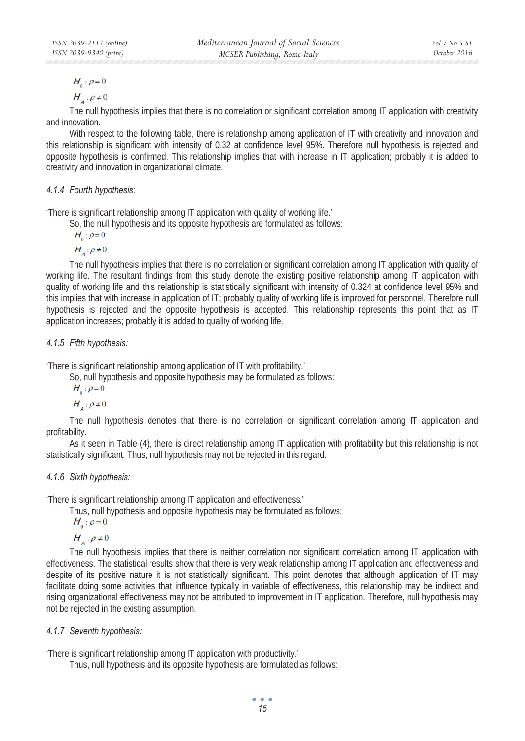$$H_0 : \rho = 0$$
$$H_A : \rho \neq 0$$

The null hypothesis implies that there is no correlation or significant correlation among IT application with creativity and innovation.

With respect to the following table, there is relationship among application of IT with creativity and innovation and this relationship is significant with intensity of 0.32 at confidence level 95%. Therefore null hypothesis is rejected and opposite hypothesis is confirmed. This relationship implies that with increase in IT application; probably it is added to creativity and innovation in organizational climate.

#### *4.1.4 Fourth hypothesis:*

'There is significant relationship among IT application with quality of working life.'

So, the null hypothesis and its opposite hypothesis are formulated as follows:

$$H_0 : \rho = 0$$
$$H_A : \rho \neq 0$$

The null hypothesis implies that there is no correlation or significant correlation among IT application with quality of working life. The resultant findings from this study denote the existing positive relationship among IT application with quality of working life and this relationship is statistically significant with intensity of 0.324 at confidence level 95% and this implies that with increase in application of IT; probably quality of working life is improved for personnel. Therefore null hypothesis is rejected and the opposite hypothesis is accepted. This relationship represents this point that as IT application increases; probably it is added to quality of working life.

#### *4.1.5 Fifth hypothesis:*

'There is significant relationship among application of IT with profitability.'

So, null hypothesis and opposite hypothesis may be formulated as follows:

$$H_0 : \rho = 0$$
$$H_A : \rho \neq 0$$

The null hypothesis denotes that there is no correlation or significant correlation among IT application and profitability.

As it seen in Table (4), there is direct relationship among IT application with profitability but this relationship is not statistically significant. Thus, null hypothesis may not be rejected in this regard.

#### *4.1.6 Sixth hypothesis:*

'There is significant relationship among IT application and effectiveness.'

Thus, null hypothesis and opposite hypothesis may be formulated as follows:

$$H_0 : \rho = 0$$
$$H_A : \rho \neq 0$$

The null hypothesis implies that there is neither correlation nor significant correlation among IT application with effectiveness. The statistical results show that there is very weak relationship among IT application and effectiveness and despite of its positive nature it is not statistically significant. This point denotes that although application of IT may facilitate doing some activities that influence typically in variable of effectiveness, this relationship may be indirect and rising organizational effectiveness may not be attributed to improvement in IT application. Therefore, null hypothesis may not be rejected in the existing assumption.

#### *4.1.7 Seventh hypothesis:*

'There is significant relationship among IT application with productivity.'

Thus, null hypothesis and its opposite hypothesis are formulated as follows: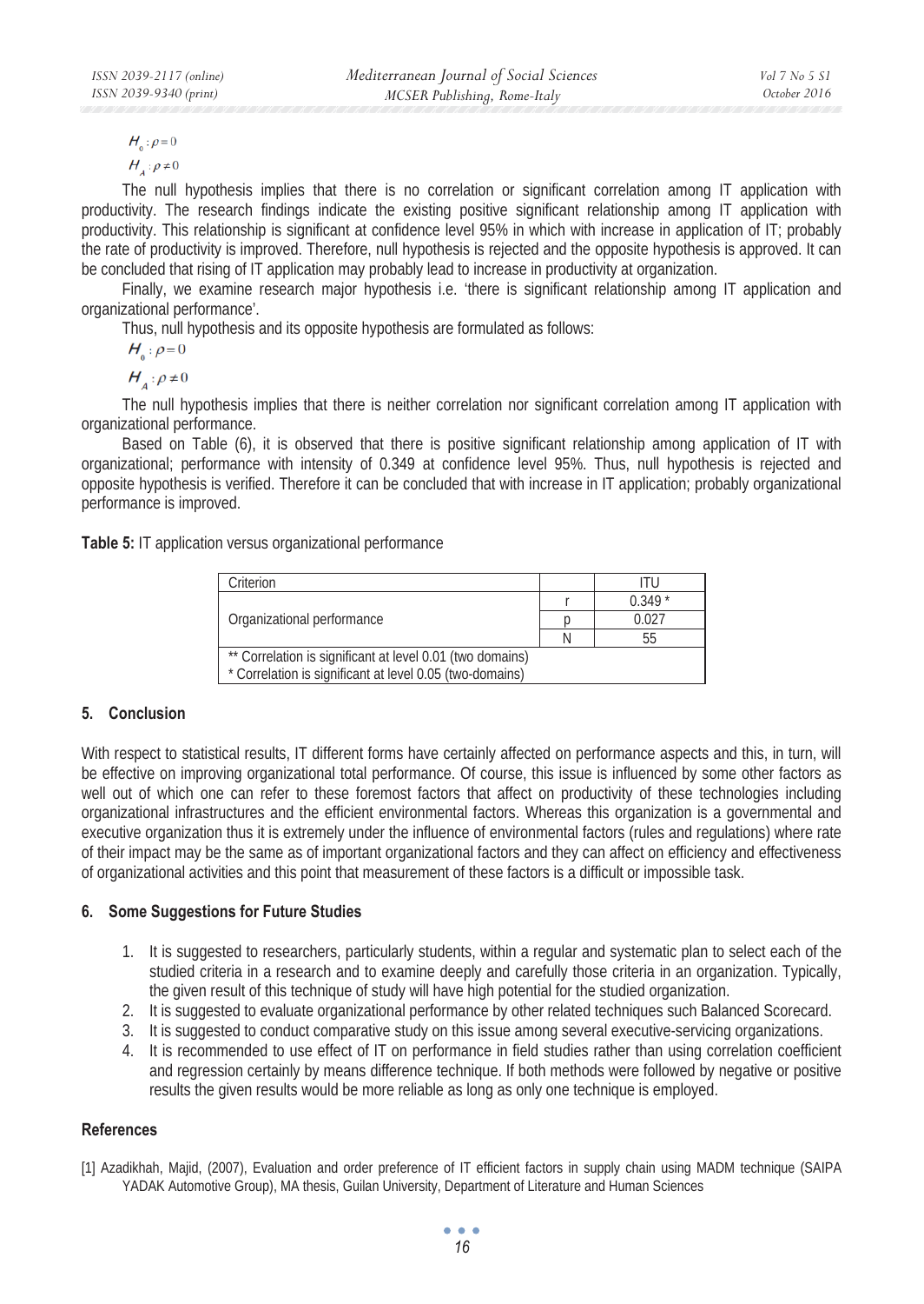$H_0 : \rho = 0$

$H_A : \rho \neq 0$

The null hypothesis implies that there is no correlation or significant correlation among IT application with productivity. The research findings indicate the existing positive significant relationship among IT application with productivity. This relationship is significant at confidence level 95% in which with increase in application of IT; probably the rate of productivity is improved. Therefore, null hypothesis is rejected and the opposite hypothesis is approved. It can be concluded that rising of IT application may probably lead to increase in productivity at organization.

Finally, we examine research major hypothesis i.e. 'there is significant relationship among IT application and organizational performance'.

Thus, null hypothesis and its opposite hypothesis are formulated as follows:

$H_0 : \rho = 0$

$H_A : \rho \neq 0$

The null hypothesis implies that there is neither correlation nor significant correlation among IT application with organizational performance.

Based on Table (6), it is observed that there is positive significant relationship among application of IT with organizational; performance with intensity of 0.349 at confidence level 95%. Thus, null hypothesis is rejected and opposite hypothesis is verified. Therefore it can be concluded that with increase in IT application; probably organizational performance is improved.

**Table 5:** IT application versus organizational performance

| Criterion | | ITU |
|---|---|---|
| Organizational performance | r | 0.349 * |
| | p | 0.027 |
| | N | 55 |
| ** Correlation is significant at level 0.01 (two domains) | | |
| * Correlation is significant at level 0.05 (two-domains) | | |

## 5. Conclusion

With respect to statistical results, IT different forms have certainly affected on performance aspects and this, in turn, will be effective on improving organizational total performance. Of course, this issue is influenced by some other factors as well out of which one can refer to these foremost factors that affect on productivity of these technologies including organizational infrastructures and the efficient environmental factors. Whereas this organization is a governmental and executive organization thus it is extremely under the influence of environmental factors (rules and regulations) where rate of their impact may be the same as of important organizational factors and they can affect on efficiency and effectiveness of organizational activities and this point that measurement of these factors is a difficult or impossible task.

## 6. Some Suggestions for Future Studies

1. It is suggested to researchers, particularly students, within a regular and systematic plan to select each of the studied criteria in a research and to examine deeply and carefully those criteria in an organization. Typically, the given result of this technique of study will have high potential for the studied organization.
2. It is suggested to evaluate organizational performance by other related techniques such Balanced Scorecard.
3. It is suggested to conduct comparative study on this issue among several executive-servicing organizations.
4. It is recommended to use effect of IT on performance in field studies rather than using correlation coefficient and regression certainly by means difference technique. If both methods were followed by negative or positive results the given results would be more reliable as long as only one technique is employed.

## References

[1] Azadikhah, Majid, (2007), Evaluation and order preference of IT efficient factors in supply chain using MADM technique (SAIPA YADAK Automotive Group), MA thesis, Guilan University, Department of Literature and Human Sciences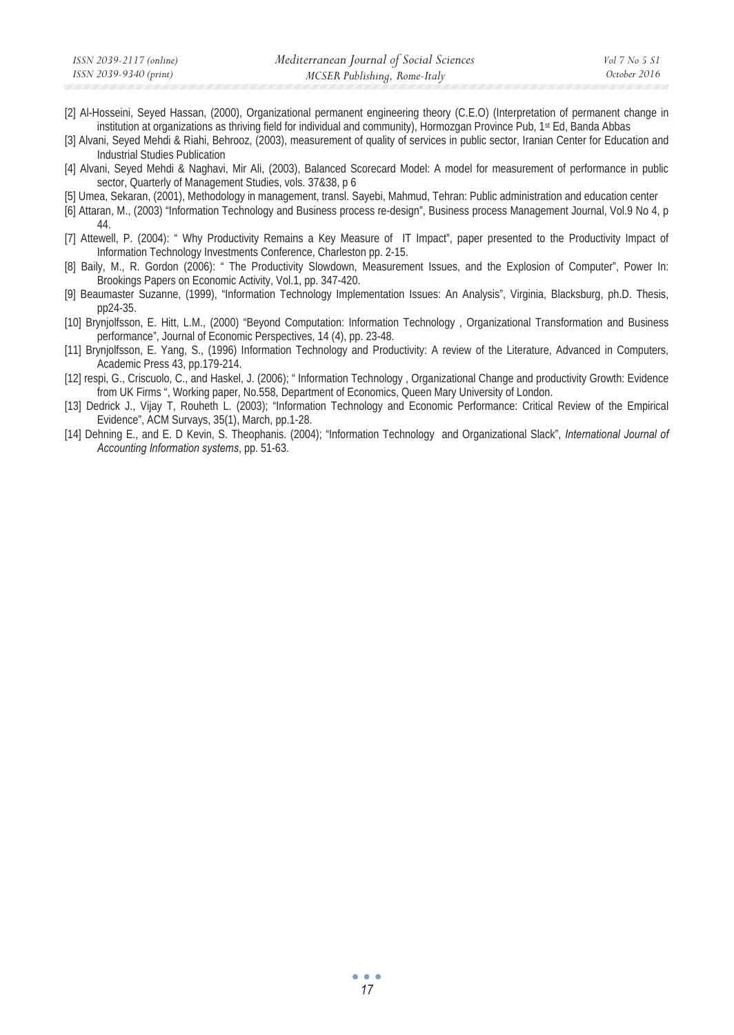[2] Al-Hosseini, Seyed Hassan, (2000), Organizational permanent engineering theory (C.E.O) (Interpretation of permanent change in institution at organizations as thriving field for individual and community), Hormozgan Province Pub, 1st Ed, Banda Abbas

[3] Alvani, Seyed Mehdi & Riahi, Behrooz, (2003), measurement of quality of services in public sector, Iranian Center for Education and Industrial Studies Publication

[4] Alvani, Seyed Mehdi & Naghavi, Mir Ali, (2003), Balanced Scorecard Model: A model for measurement of performance in public sector, Quarterly of Management Studies, vols. 37&38, p 6

[5] Umea, Sekaran, (2001), Methodology in management, transl. Sayebi, Mahmud, Tehran: Public administration and education center

[6] Attaran, M., (2003) "Information Technology and Business process re-design", Business process Management Journal, Vol.9 No 4, p 44.

[7] Attewell, P. (2004): " Why Productivity Remains a Key Measure of IT Impact", paper presented to the Productivity Impact of Information Technology Investments Conference, Charleston pp. 2-15.

[8] Baily, M., R. Gordon (2006): " The Productivity Slowdown, Measurement Issues, and the Explosion of Computer", Power In: Brookings Papers on Economic Activity, Vol.1, pp. 347-420.

[9] Beaumaster Suzanne, (1999), "Information Technology Implementation Issues: An Analysis", Virginia, Blacksburg, ph.D. Thesis, pp24-35.

[10] Brynjolfsson, E. Hitt, L.M., (2000) "Beyond Computation: Information Technology , Organizational Transformation and Business performance", Journal of Economic Perspectives, 14 (4), pp. 23-48.

[11] Brynjolfsson, E. Yang, S., (1996) Information Technology and Productivity: A review of the Literature, Advanced in Computers, Academic Press 43, pp.179-214.

[12] respi, G., Criscuolo, C., and Haskel, J. (2006); " Information Technology , Organizational Change and productivity Growth: Evidence from UK Firms ", Working paper, No.558, Department of Economics, Queen Mary University of London.

[13] Dedrick J., Vijay T, Rouheth L. (2003); "Information Technology and Economic Performance: Critical Review of the Empirical Evidence", ACM Survays, 35(1), March, pp.1-28.

[14] Dehning E., and E. D Kevin, S. Theophanis. (2004); "Information Technology and Organizational Slack", *International Journal of Accounting Information systems*, pp. 51-63.